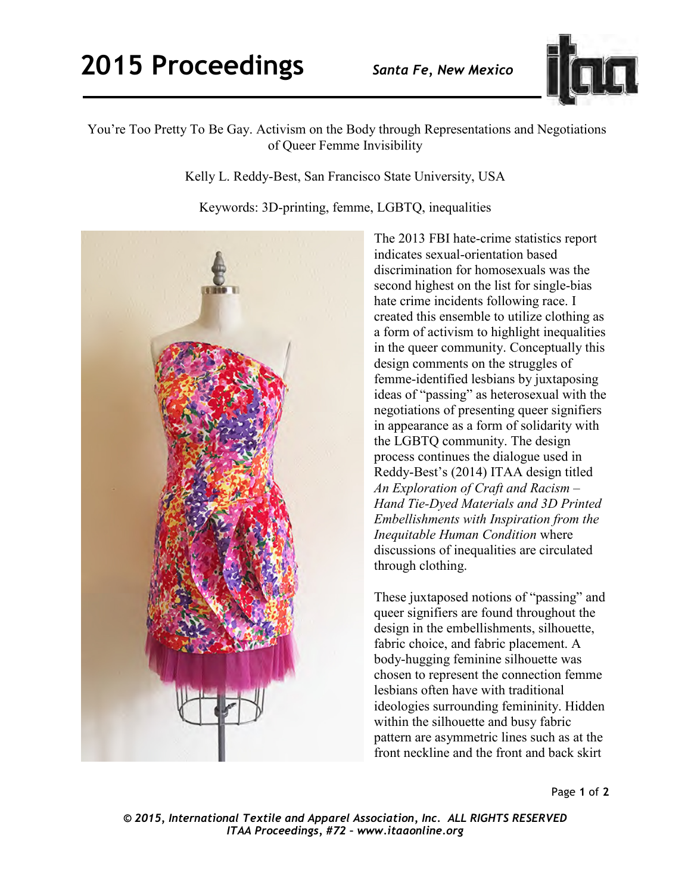You're Too Pretty To Be Gay. Activism on the Body through Representations and Negotiations of Queer Femme Invisibility

Kelly L. Reddy-Best, San Francisco State University, USA

Keywords: 3D-printing, femme, LGBTQ, inequalities

The 2013 FBI hate-crime statistics report indicates sexual-orientation based discrimination for homosexuals was the second highest on the list for single-bias hate crime incidents following race. I created this ensemble to utilize clothing as a form of activism to highlight inequalities in the queer community. Conceptually this design comments on the struggles of femme-identified lesbians by juxtaposing ideas of "passing" as heterosexual with the negotiations of presenting queer signifiers in appearance as a form of solidarity with the LGBTQ community. The design process continues the dialogue used in Reddy-Best's (2014) ITAA design titled *An Exploration of Craft and Racism – Hand Tie-Dyed Materials and 3D Printed Embellishments with Inspiration from the Inequitable Human Condition* where discussions of inequalities are circulated through clothing.

These juxtaposed notions of "passing" and queer signifiers are found throughout the design in the embellishments, silhouette, fabric choice, and fabric placement. A body-hugging feminine silhouette was chosen to represent the connection femme lesbians often have with traditional ideologies surrounding femininity. Hidden within the silhouette and busy fabric pattern are asymmetric lines such as at the front neckline and the front and back skirt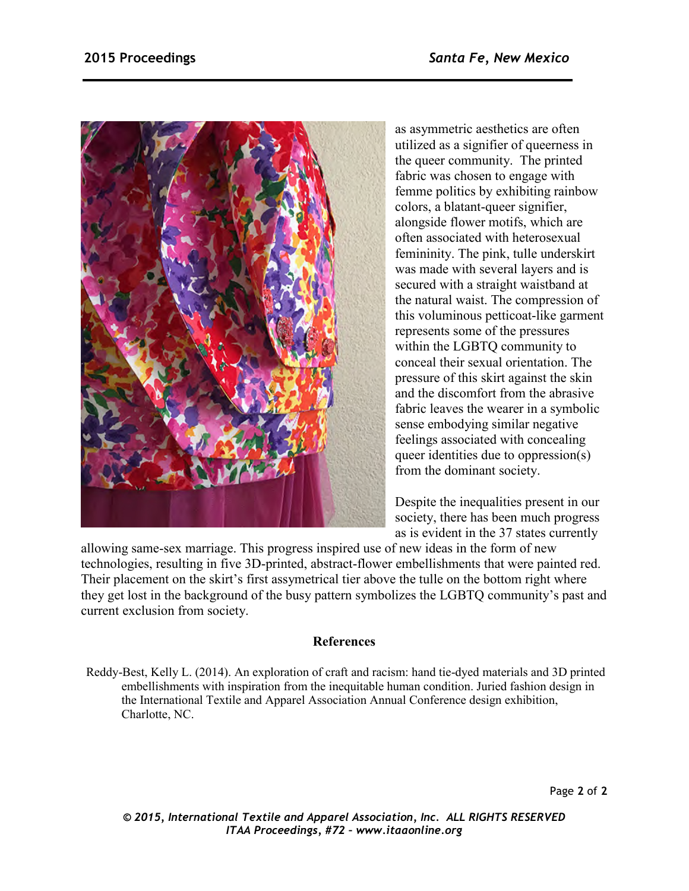as asymmetric aesthetics are often utilized as a signifier of queerness in the queer community. The printed fabric was chosen to engage with femme politics by exhibiting rainbow colors, a blatant-queer signifier, alongside flower motifs, which are often associated with heterosexual femininity. The pink, tulle underskirt was made with several layers and is secured with a straight waistband at the natural waist. The compression of this voluminous petticoat-like garment represents some of the pressures within the LGBTQ community to conceal their sexual orientation. The pressure of this skirt against the skin and the discomfort from the abrasive fabric leaves the wearer in a symbolic sense embodying similar negative feelings associated with concealing queer identities due to oppression(s) from the dominant society.

Despite the inequalities present in our society, there has been much progress as is evident in the 37 states currently allowing same-sex marriage. This progress inspired use of new ideas in the form of new technologies, resulting in five 3D-printed, abstract-flower embellishments that were painted red. Their placement on the skirt's first assymetrical tier above the tulle on the bottom right where they get lost in the background of the busy pattern symbolizes the LGBTQ community's past and current exclusion from society.

## References

Reddy-Best, Kelly L. (2014). An exploration of craft and racism: hand tie-dyed materials and 3D printed embellishments with inspiration from the inequitable human condition. Juried fashion design in the International Textile and Apparel Association Annual Conference design exhibition, Charlotte, NC.